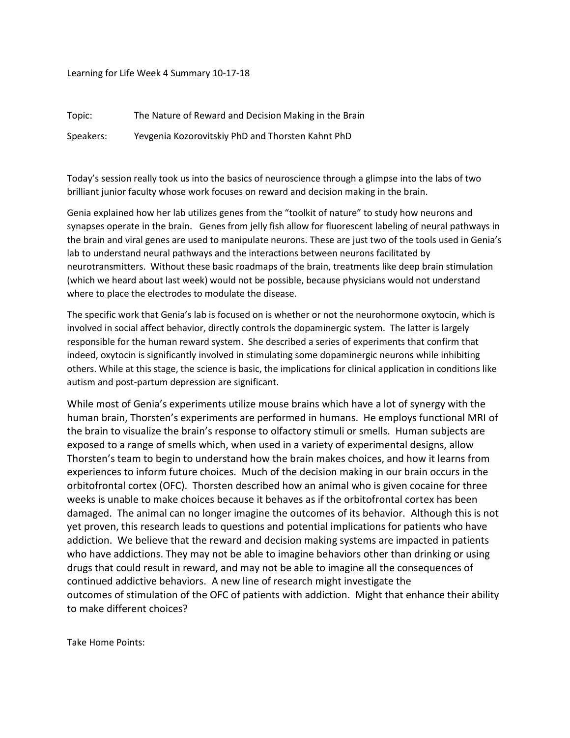Learning for Life Week 4 Summary 10-17-18

Topic: The Nature of Reward and Decision Making in the Brain

Speakers: Yevgenia Kozorovitskiy PhD and Thorsten Kahnt PhD

Today's session really took us into the basics of neuroscience through a glimpse into the labs of two brilliant junior faculty whose work focuses on reward and decision making in the brain.

Genia explained how her lab utilizes genes from the "toolkit of nature" to study how neurons and synapses operate in the brain. Genes from jelly fish allow for fluorescent labeling of neural pathways in the brain and viral genes are used to manipulate neurons. These are just two of the tools used in Genia's lab to understand neural pathways and the interactions between neurons facilitated by neurotransmitters. Without these basic roadmaps of the brain, treatments like deep brain stimulation (which we heard about last week) would not be possible, because physicians would not understand where to place the electrodes to modulate the disease.

The specific work that Genia's lab is focused on is whether or not the neurohormone oxytocin, which is involved in social affect behavior, directly controls the dopaminergic system. The latter is largely responsible for the human reward system. She described a series of experiments that confirm that indeed, oxytocin is significantly involved in stimulating some dopaminergic neurons while inhibiting others. While at this stage, the science is basic, the implications for clinical application in conditions like autism and post-partum depression are significant.

While most of Genia's experiments utilize mouse brains which have a lot of synergy with the human brain, Thorsten's experiments are performed in humans. He employs functional MRI of the brain to visualize the brain's response to olfactory stimuli or smells. Human subjects are exposed to a range of smells which, when used in a variety of experimental designs, allow Thorsten's team to begin to understand how the brain makes choices, and how it learns from experiences to inform future choices. Much of the decision making in our brain occurs in the orbitofrontal cortex (OFC). Thorsten described how an animal who is given cocaine for three weeks is unable to make choices because it behaves as if the orbitofrontal cortex has been damaged. The animal can no longer imagine the outcomes of its behavior. Although this is not yet proven, this research leads to questions and potential implications for patients who have addiction. We believe that the reward and decision making systems are impacted in patients who have addictions. They may not be able to imagine behaviors other than drinking or using drugs that could result in reward, and may not be able to imagine all the consequences of continued addictive behaviors. A new line of research might investigate the outcomes of stimulation of the OFC of patients with addiction. Might that enhance their ability to make different choices?

Take Home Points: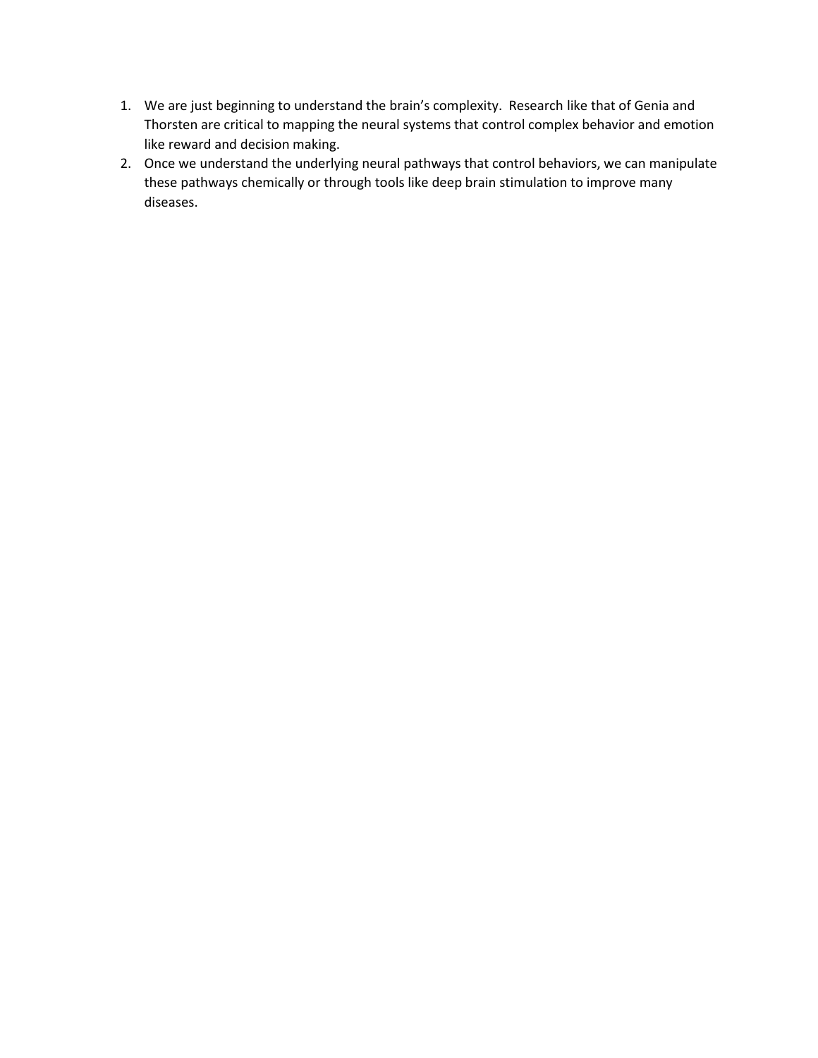1. We are just beginning to understand the brain's complexity. Research like that of Genia and Thorsten are critical to mapping the neural systems that control complex behavior and emotion like reward and decision making.
2. Once we understand the underlying neural pathways that control behaviors, we can manipulate these pathways chemically or through tools like deep brain stimulation to improve many diseases.